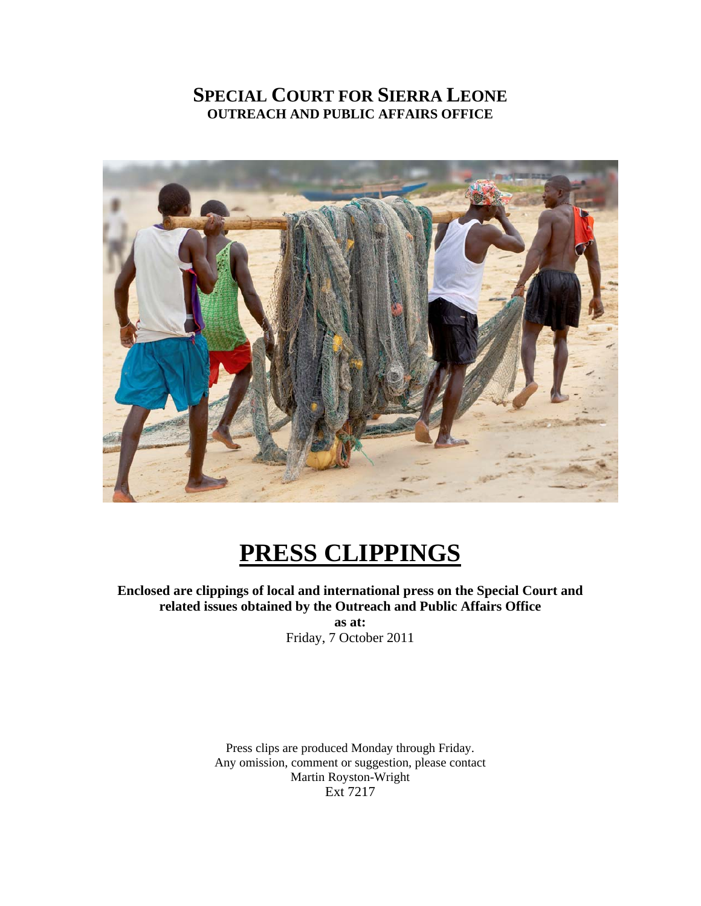# SPECIAL COURT FOR SIERRA LEONE

**OUTREACH AND PUBLIC AFFAIRS OFFICE**

# PRESS CLIPPINGS

**Enclosed are clippings of local and international press on the Special Court and related issues obtained by the Outreach and Public Affairs Office**

**as at:**

Friday, 7 October 2011

Press clips are produced Monday through Friday.
Any omission, comment or suggestion, please contact
Martin Royston-Wright
Ext 7217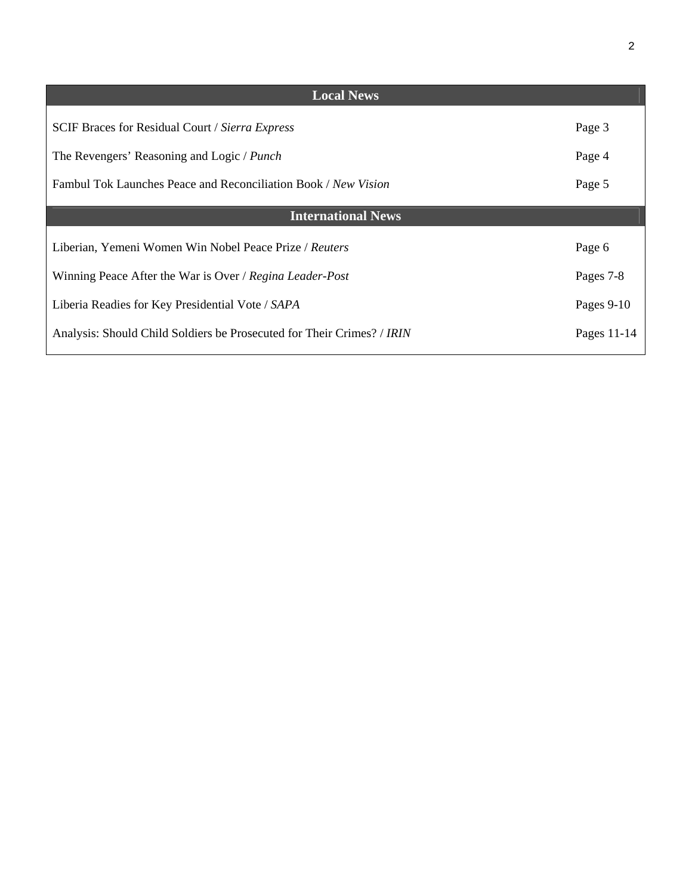| Local News | |
|---|---|
| SCIF Braces for Residual Court / *Sierra Express* | Page 3 |
| The Revengers' Reasoning and Logic / *Punch* | Page 4 |
| Fambul Tok Launches Peace and Reconciliation Book / *New Vision* | Page 5 |
| **International News** | |
| Liberian, Yemeni Women Win Nobel Peace Prize / *Reuters* | Page 6 |
| Winning Peace After the War is Over / *Regina Leader-Post* | Pages 7-8 |
| Liberia Readies for Key Presidential Vote / *SAPA* | Pages 9-10 |
| Analysis: Should Child Soldiers be Prosecuted for Their Crimes? / *IRIN* | Pages 11-14 |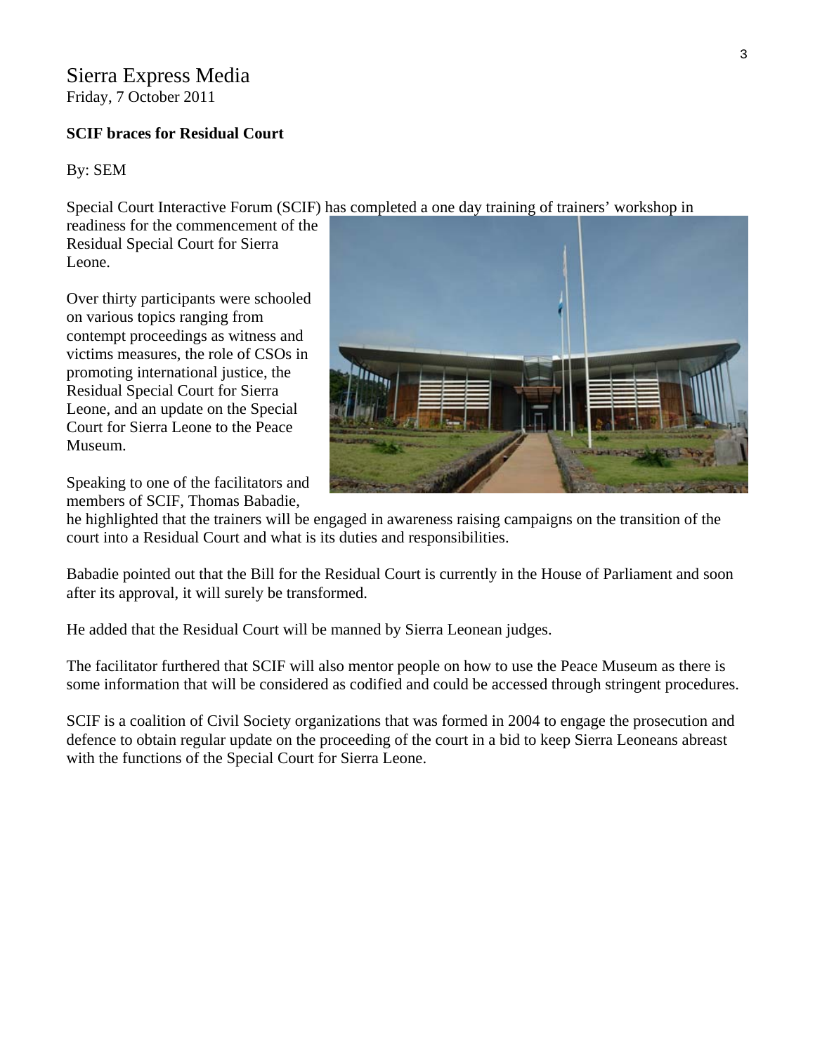Sierra Express Media
Friday, 7 October 2011

**SCIF braces for Residual Court**

By: SEM

Special Court Interactive Forum (SCIF) has completed a one day training of trainers' workshop in readiness for the commencement of the Residual Special Court for Sierra Leone.

Over thirty participants were schooled on various topics ranging from contempt proceedings as witness and victims measures, the role of CSOs in promoting international justice, the Residual Special Court for Sierra Leone, and an update on the Special Court for Sierra Leone to the Peace Museum.

Speaking to one of the facilitators and members of SCIF, Thomas Babadie, he highlighted that the trainers will be engaged in awareness raising campaigns on the transition of the court into a Residual Court and what is its duties and responsibilities.

Babadie pointed out that the Bill for the Residual Court is currently in the House of Parliament and soon after its approval, it will surely be transformed.

He added that the Residual Court will be manned by Sierra Leonean judges.

The facilitator furthered that SCIF will also mentor people on how to use the Peace Museum as there is some information that will be considered as codified and could be accessed through stringent procedures.

SCIF is a coalition of Civil Society organizations that was formed in 2004 to engage the prosecution and defence to obtain regular update on the proceeding of the court in a bid to keep Sierra Leoneans abreast with the functions of the Special Court for Sierra Leone.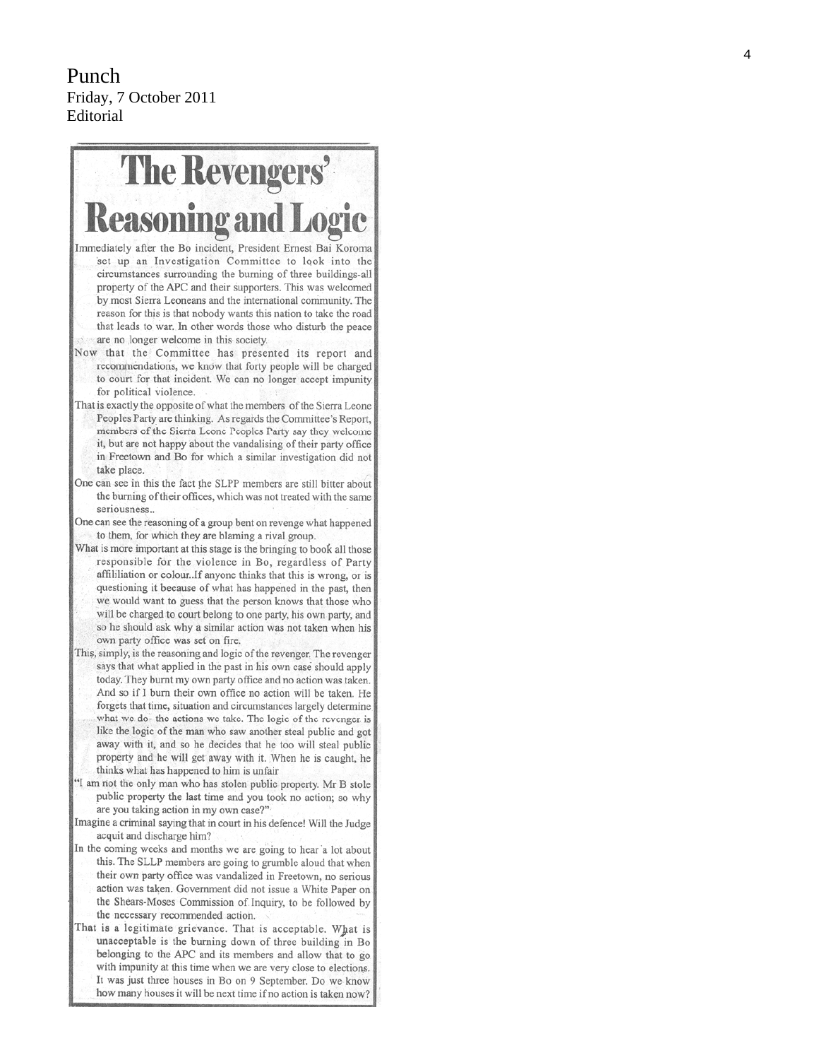Punch
Friday, 7 October 2011
Editorial

# The Revengers' Reasoning and Logic

Immediately after the Bo incident, President Ernest Bai Koroma set up an Investigation Committee to look into the circumstances surrounding the burning of three buildings-all property of the APC and their supporters. This was welcomed by most Sierra Leoneans and the international community. The reason for this is that nobody wants this nation to take the road that leads to war. In other words those who disturb the peace are no longer welcome in this society.

Now that the Committee has presented its report and recommendations, we know that forty people will be charged to court for that incident. We can no longer accept impunity for political violence.

That is exactly the opposite of what the members of the Sierra Leone Peoples Party are thinking. As regards the Committee's Report, members of the Sierra Leone Peoples Party say they welcome it, but are not happy about the vandalising of their party office in Freetown and Bo for which a similar investigation did not take place.

One can see in this the fact the SLPP members are still bitter about the burning of their offices, which was not treated with the same seriousness..

One can see the reasoning of a group bent on revenge what happened to them, for which they are blaming a rival group.

What is more important at this stage is the bringing to book all those responsible for the violence in Bo, regardless of Party affililiation or colour..If anyone thinks that this is wrong, or is questioning it because of what has happened in the past, then we would want to guess that the person knows that those who will be charged to court belong to one party, his own party, and so he should ask why a similar action was not taken when his own party office was set on fire.

This, simply, is the reasoning and logic of the revenger. The revenger says that what applied in the past in his own case should apply today. They burnt my own party office and no action was taken. And so if I burn their own office no action will be taken. He forgets that time, situation and circumstances largely determine what we do- the actions we take. The logic of the revenger is like the logic of the man who saw another steal public and got away with it, and so he decides that he too will steal public property and he will get away with it. When he is caught, he thinks what has happened to him is unfair

"I am not the only man who has stolen public property. Mr B stole public property the last time and you took no action; so why are you taking action in my own case?"

Imagine a criminal saying that in court in his defence! Will the Judge acquit and discharge him?

In the coming weeks and months we are going to hear a lot about this. The SLLP members are going to grumble aloud that when their own party office was vandalized in Freetown, no serious action was taken. Government did not issue a White Paper on the Shears-Moses Commission of Inquiry, to be followed by the necessary recommended action.

That is a legitimate grievance. That is acceptable. What is unacceptable is the burning down of three building in Bo belonging to the APC and its members and allow that to go with impunity at this time when we are very close to elections. It was just three houses in Bo on 9 September. Do we know how many houses it will be next time if no action is taken now?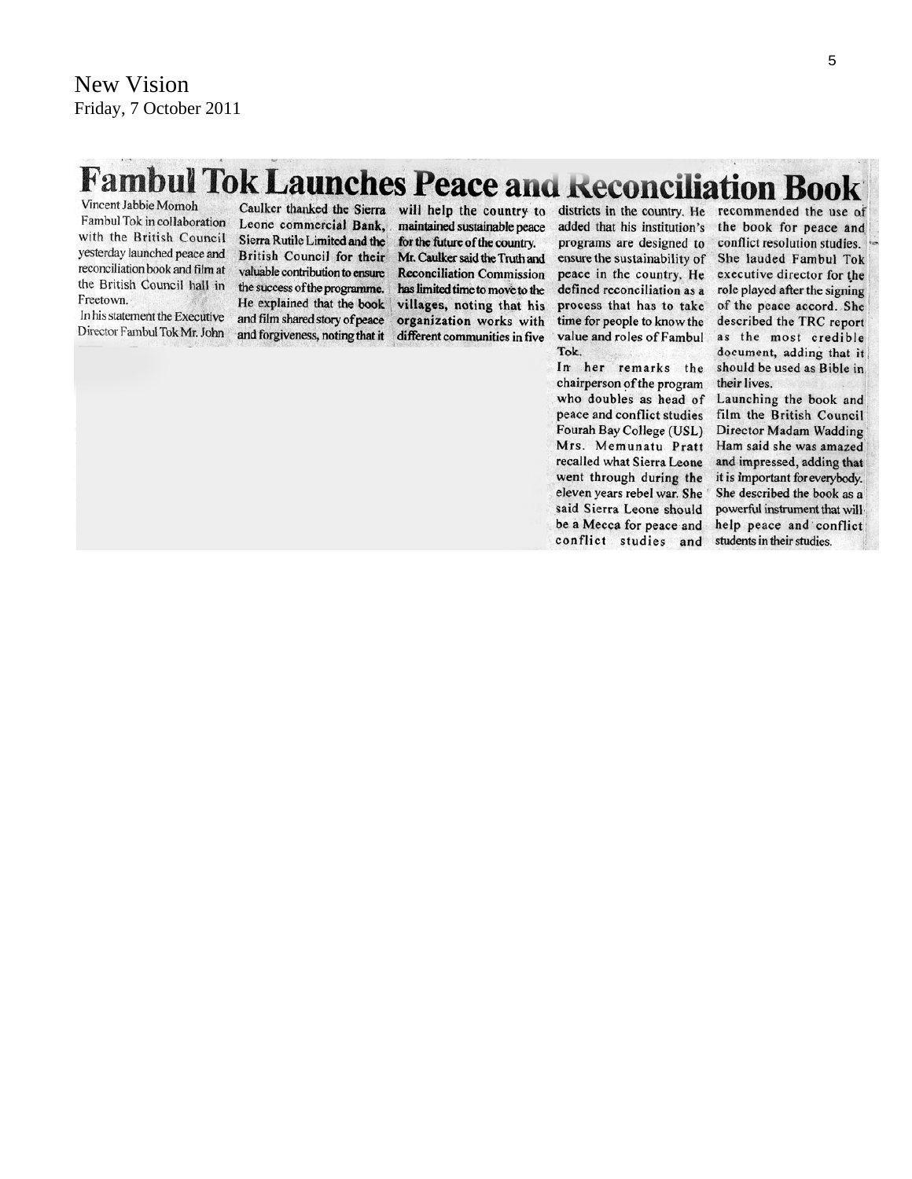New Vision
Friday, 7 October 2011

# Fambul Tok Launches Peace and Reconciliation Book

Vincent Jabbie Momoh

Fambul Tok in collaboration with the British Council yesterday launched peace and reconciliation book and film at the British Council hall in Freetown.

In his statement the Executive Director Fambul Tok Mr. John Caulker thanked the Sierra Leone commercial Bank, Sierra Rutile Limited and the British Council for their valuable contribution to ensure the success of the programme. He explained that the book and film shared story of peace and forgiveness, noting that it will help the country to maintained sustainable peace for the future of the country. Mr. Caulker said the Truth and Reconciliation Commission has limited time to move to the villages, noting that his organization works with different communities in five districts in the country. He added that his institution's programs are designed to ensure the sustainability of peace in the country. He defined reconciliation as a process that has to take time for people to know the value and roles of Fambul Tok.

In her remarks the chairperson of the program who doubles as head of peace and conflict studies Fourah Bay College (USL) Mrs. Memunatu Pratt recalled what Sierra Leone went through during the eleven years rebel war. She said Sierra Leone should be a Mecca for peace and conflict studies and recommended the use of the book for peace and conflict resolution studies. She lauded Fambul Tok executive director for the role played after the signing of the peace accord. She described the TRC report as the most credible document, adding that it should be used as Bible in their lives.

Launching the book and film the British Council Director Madam Wadding Ham said she was amazed and impressed, adding that it is important for everybody. She described the book as a powerful instrument that will help peace and conflict students in their studies.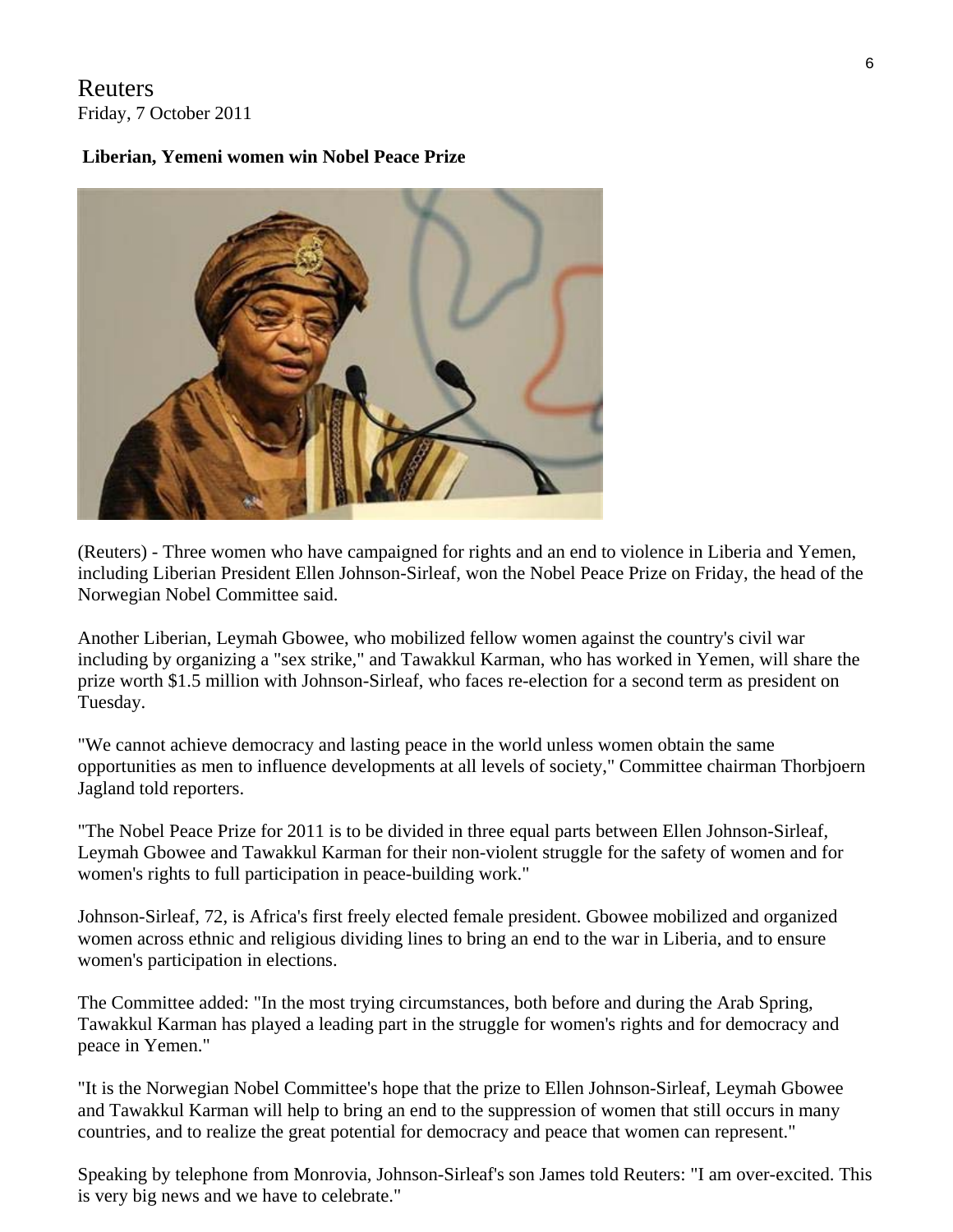Reuters
Friday, 7 October 2011

**Liberian, Yemeni women win Nobel Peace Prize**

(Reuters) - Three women who have campaigned for rights and an end to violence in Liberia and Yemen, including Liberian President Ellen Johnson-Sirleaf, won the Nobel Peace Prize on Friday, the head of the Norwegian Nobel Committee said.

Another Liberian, Leymah Gbowee, who mobilized fellow women against the country's civil war including by organizing a "sex strike," and Tawakkul Karman, who has worked in Yemen, will share the prize worth $1.5 million with Johnson-Sirleaf, who faces re-election for a second term as president on Tuesday.

"We cannot achieve democracy and lasting peace in the world unless women obtain the same opportunities as men to influence developments at all levels of society," Committee chairman Thorbjoern Jagland told reporters.

"The Nobel Peace Prize for 2011 is to be divided in three equal parts between Ellen Johnson-Sirleaf, Leymah Gbowee and Tawakkul Karman for their non-violent struggle for the safety of women and for women's rights to full participation in peace-building work."

Johnson-Sirleaf, 72, is Africa's first freely elected female president. Gbowee mobilized and organized women across ethnic and religious dividing lines to bring an end to the war in Liberia, and to ensure women's participation in elections.

The Committee added: "In the most trying circumstances, both before and during the Arab Spring, Tawakkul Karman has played a leading part in the struggle for women's rights and for democracy and peace in Yemen."

"It is the Norwegian Nobel Committee's hope that the prize to Ellen Johnson-Sirleaf, Leymah Gbowee and Tawakkul Karman will help to bring an end to the suppression of women that still occurs in many countries, and to realize the great potential for democracy and peace that women can represent."

Speaking by telephone from Monrovia, Johnson-Sirleaf's son James told Reuters: "I am over-excited. This is very big news and we have to celebrate."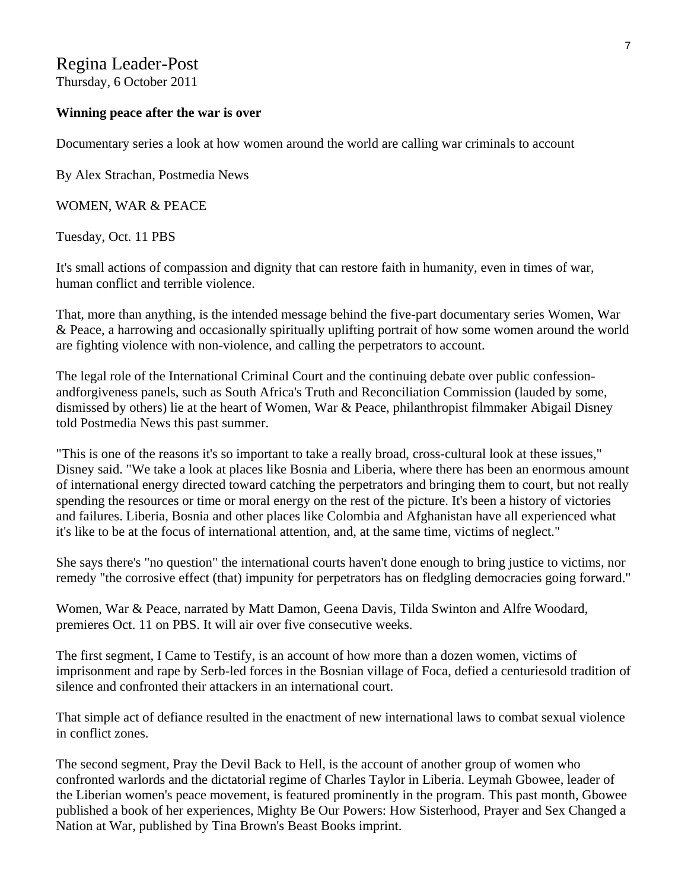Regina Leader-Post
Thursday, 6 October 2011

**Winning peace after the war is over**

Documentary series a look at how women around the world are calling war criminals to account

By Alex Strachan, Postmedia News

WOMEN, WAR & PEACE

Tuesday, Oct. 11 PBS

It's small actions of compassion and dignity that can restore faith in humanity, even in times of war, human conflict and terrible violence.

That, more than anything, is the intended message behind the five-part documentary series Women, War & Peace, a harrowing and occasionally spiritually uplifting portrait of how some women around the world are fighting violence with non-violence, and calling the perpetrators to account.

The legal role of the International Criminal Court and the continuing debate over public confession-andforgiveness panels, such as South Africa's Truth and Reconciliation Commission (lauded by some, dismissed by others) lie at the heart of Women, War & Peace, philanthropist filmmaker Abigail Disney told Postmedia News this past summer.

"This is one of the reasons it's so important to take a really broad, cross-cultural look at these issues," Disney said. "We take a look at places like Bosnia and Liberia, where there has been an enormous amount of international energy directed toward catching the perpetrators and bringing them to court, but not really spending the resources or time or moral energy on the rest of the picture. It's been a history of victories and failures. Liberia, Bosnia and other places like Colombia and Afghanistan have all experienced what it's like to be at the focus of international attention, and, at the same time, victims of neglect."

She says there's "no question" the international courts haven't done enough to bring justice to victims, nor remedy "the corrosive effect (that) impunity for perpetrators has on fledgling democracies going forward."

Women, War & Peace, narrated by Matt Damon, Geena Davis, Tilda Swinton and Alfre Woodard, premieres Oct. 11 on PBS. It will air over five consecutive weeks.

The first segment, I Came to Testify, is an account of how more than a dozen women, victims of imprisonment and rape by Serb-led forces in the Bosnian village of Foca, defied a centuriesold tradition of silence and confronted their attackers in an international court.

That simple act of defiance resulted in the enactment of new international laws to combat sexual violence in conflict zones.

The second segment, Pray the Devil Back to Hell, is the account of another group of women who confronted warlords and the dictatorial regime of Charles Taylor in Liberia. Leymah Gbowee, leader of the Liberian women's peace movement, is featured prominently in the program. This past month, Gbowee published a book of her experiences, Mighty Be Our Powers: How Sisterhood, Prayer and Sex Changed a Nation at War, published by Tina Brown's Beast Books imprint.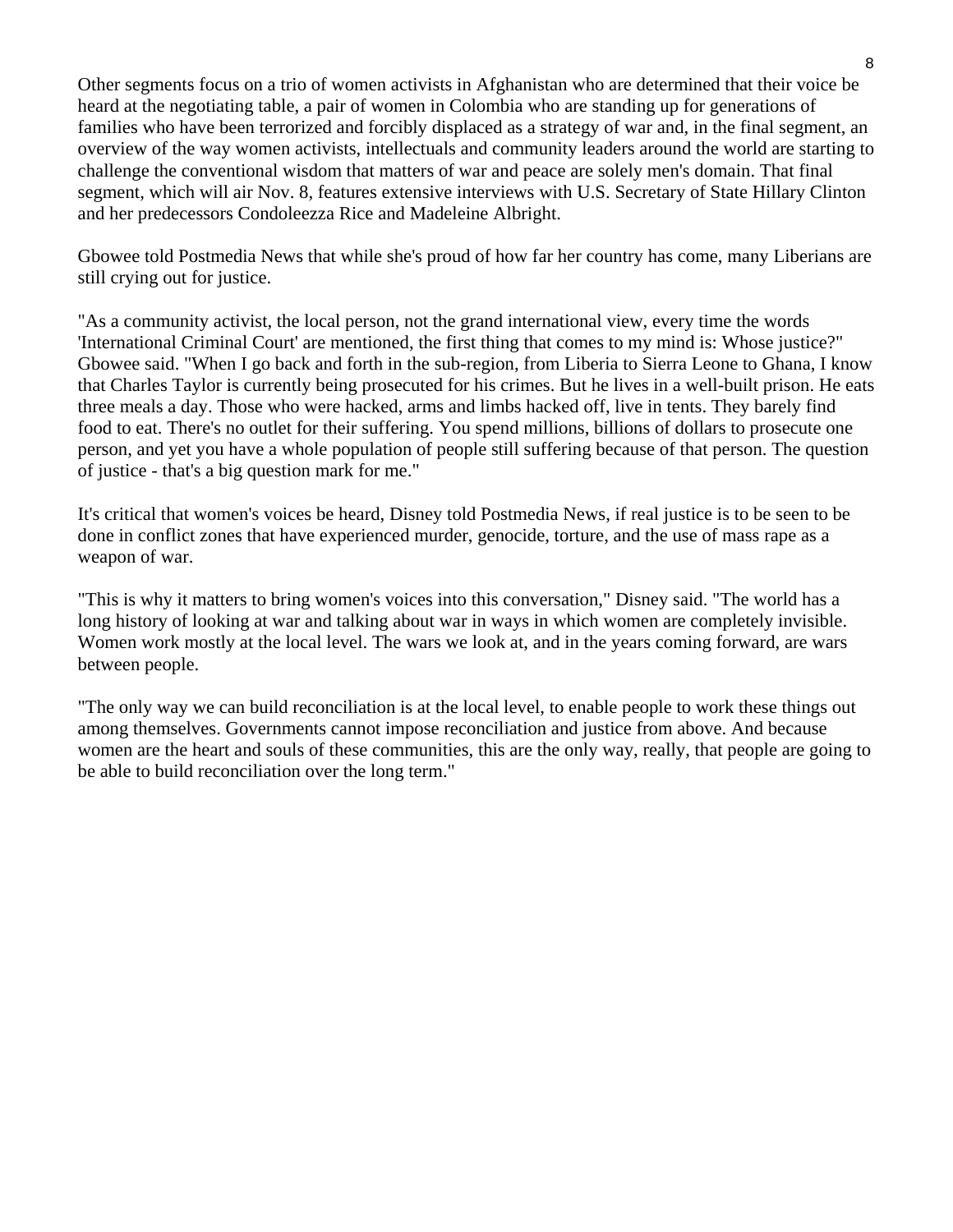Other segments focus on a trio of women activists in Afghanistan who are determined that their voice be heard at the negotiating table, a pair of women in Colombia who are standing up for generations of families who have been terrorized and forcibly displaced as a strategy of war and, in the final segment, an overview of the way women activists, intellectuals and community leaders around the world are starting to challenge the conventional wisdom that matters of war and peace are solely men's domain. That final segment, which will air Nov. 8, features extensive interviews with U.S. Secretary of State Hillary Clinton and her predecessors Condoleezza Rice and Madeleine Albright.

Gbowee told Postmedia News that while she's proud of how far her country has come, many Liberians are still crying out for justice.

"As a community activist, the local person, not the grand international view, every time the words 'International Criminal Court' are mentioned, the first thing that comes to my mind is: Whose justice?" Gbowee said. "When I go back and forth in the sub-region, from Liberia to Sierra Leone to Ghana, I know that Charles Taylor is currently being prosecuted for his crimes. But he lives in a well-built prison. He eats three meals a day. Those who were hacked, arms and limbs hacked off, live in tents. They barely find food to eat. There's no outlet for their suffering. You spend millions, billions of dollars to prosecute one person, and yet you have a whole population of people still suffering because of that person. The question of justice - that's a big question mark for me."

It's critical that women's voices be heard, Disney told Postmedia News, if real justice is to be seen to be done in conflict zones that have experienced murder, genocide, torture, and the use of mass rape as a weapon of war.

"This is why it matters to bring women's voices into this conversation," Disney said. "The world has a long history of looking at war and talking about war in ways in which women are completely invisible. Women work mostly at the local level. The wars we look at, and in the years coming forward, are wars between people.

"The only way we can build reconciliation is at the local level, to enable people to work these things out among themselves. Governments cannot impose reconciliation and justice from above. And because women are the heart and souls of these communities, this are the only way, really, that people are going to be able to build reconciliation over the long term."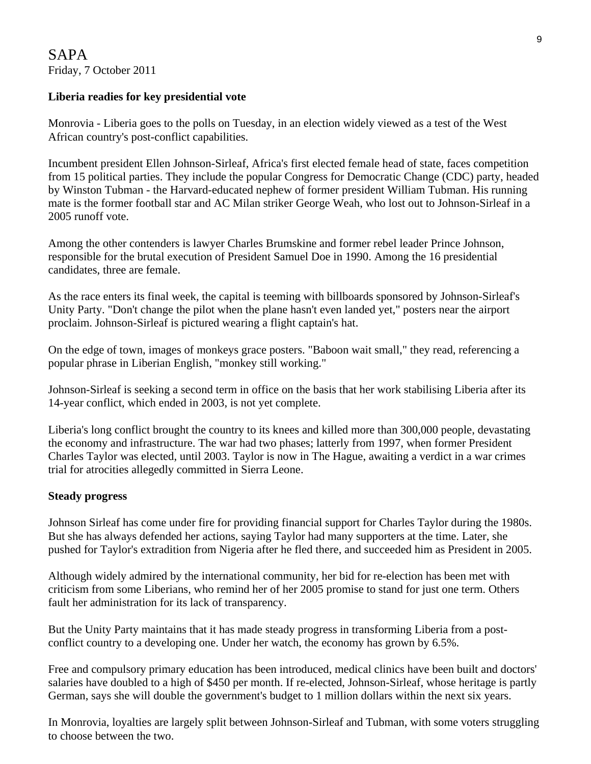SAPA
Friday, 7 October 2011

**Liberia readies for key presidential vote**

Monrovia - Liberia goes to the polls on Tuesday, in an election widely viewed as a test of the West African country's post-conflict capabilities.

Incumbent president Ellen Johnson-Sirleaf, Africa's first elected female head of state, faces competition from 15 political parties. They include the popular Congress for Democratic Change (CDC) party, headed by Winston Tubman - the Harvard-educated nephew of former president William Tubman. His running mate is the former football star and AC Milan striker George Weah, who lost out to Johnson-Sirleaf in a 2005 runoff vote.

Among the other contenders is lawyer Charles Brumskine and former rebel leader Prince Johnson, responsible for the brutal execution of President Samuel Doe in 1990. Among the 16 presidential candidates, three are female.

As the race enters its final week, the capital is teeming with billboards sponsored by Johnson-Sirleaf's Unity Party. "Don't change the pilot when the plane hasn't even landed yet," posters near the airport proclaim. Johnson-Sirleaf is pictured wearing a flight captain's hat.

On the edge of town, images of monkeys grace posters. "Baboon wait small," they read, referencing a popular phrase in Liberian English, "monkey still working."

Johnson-Sirleaf is seeking a second term in office on the basis that her work stabilising Liberia after its 14-year conflict, which ended in 2003, is not yet complete.

Liberia's long conflict brought the country to its knees and killed more than 300,000 people, devastating the economy and infrastructure. The war had two phases; latterly from 1997, when former President Charles Taylor was elected, until 2003. Taylor is now in The Hague, awaiting a verdict in a war crimes trial for atrocities allegedly committed in Sierra Leone.

**Steady progress**

Johnson Sirleaf has come under fire for providing financial support for Charles Taylor during the 1980s. But she has always defended her actions, saying Taylor had many supporters at the time. Later, she pushed for Taylor's extradition from Nigeria after he fled there, and succeeded him as President in 2005.

Although widely admired by the international community, her bid for re-election has been met with criticism from some Liberians, who remind her of her 2005 promise to stand for just one term. Others fault her administration for its lack of transparency.

But the Unity Party maintains that it has made steady progress in transforming Liberia from a post-conflict country to a developing one. Under her watch, the economy has grown by 6.5%.

Free and compulsory primary education has been introduced, medical clinics have been built and doctors' salaries have doubled to a high of $450 per month. If re-elected, Johnson-Sirleaf, whose heritage is partly German, says she will double the government's budget to 1 million dollars within the next six years.

In Monrovia, loyalties are largely split between Johnson-Sirleaf and Tubman, with some voters struggling to choose between the two.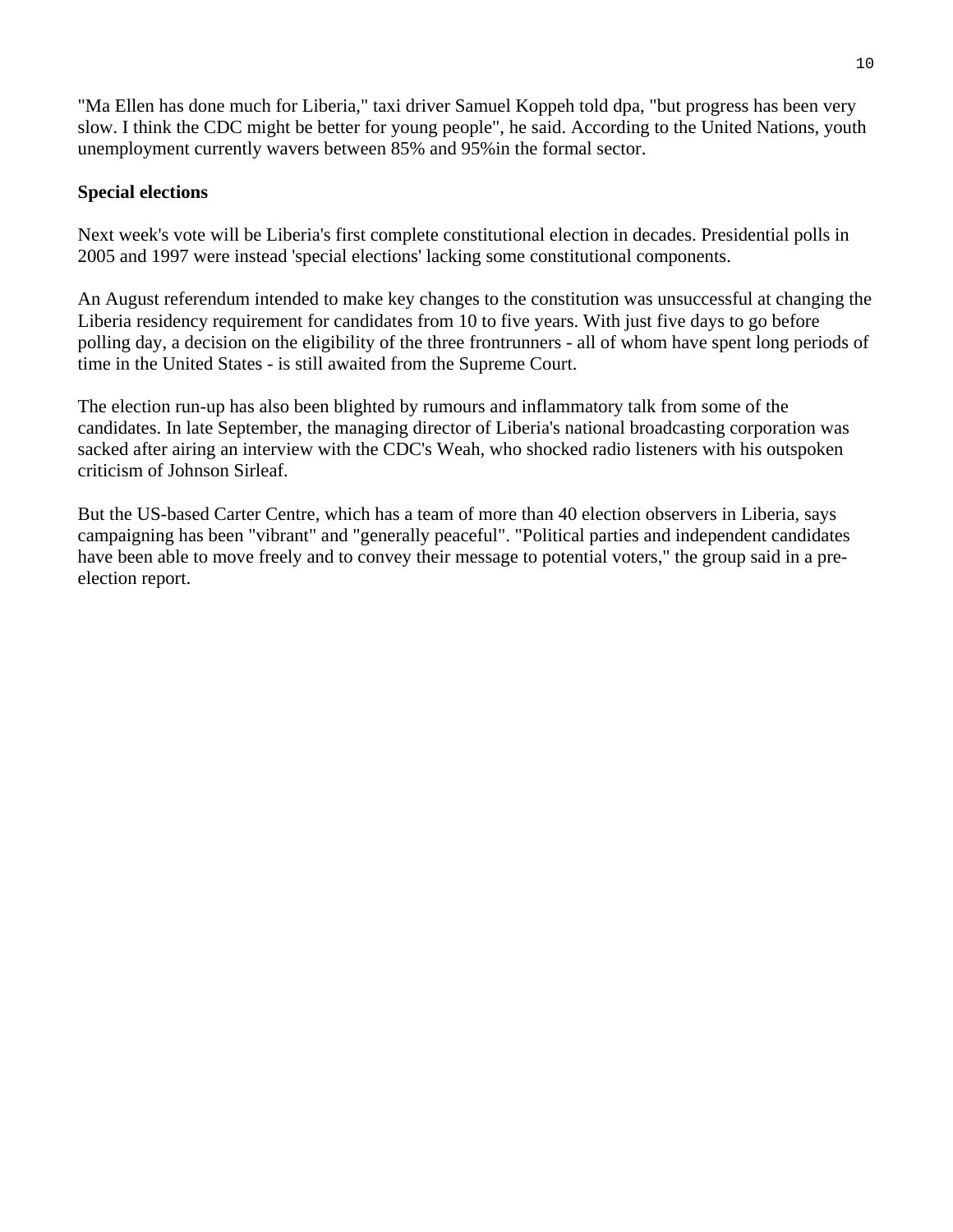"Ma Ellen has done much for Liberia," taxi driver Samuel Koppeh told dpa, "but progress has been very slow. I think the CDC might be better for young people", he said. According to the United Nations, youth unemployment currently wavers between 85% and 95%in the formal sector.

**Special elections**

Next week's vote will be Liberia's first complete constitutional election in decades. Presidential polls in 2005 and 1997 were instead 'special elections' lacking some constitutional components.

An August referendum intended to make key changes to the constitution was unsuccessful at changing the Liberia residency requirement for candidates from 10 to five years. With just five days to go before polling day, a decision on the eligibility of the three frontrunners - all of whom have spent long periods of time in the United States - is still awaited from the Supreme Court.

The election run-up has also been blighted by rumours and inflammatory talk from some of the candidates. In late September, the managing director of Liberia's national broadcasting corporation was sacked after airing an interview with the CDC's Weah, who shocked radio listeners with his outspoken criticism of Johnson Sirleaf.

But the US-based Carter Centre, which has a team of more than 40 election observers in Liberia, says campaigning has been "vibrant" and "generally peaceful". "Political parties and independent candidates have been able to move freely and to convey their message to potential voters," the group said in a pre-election report.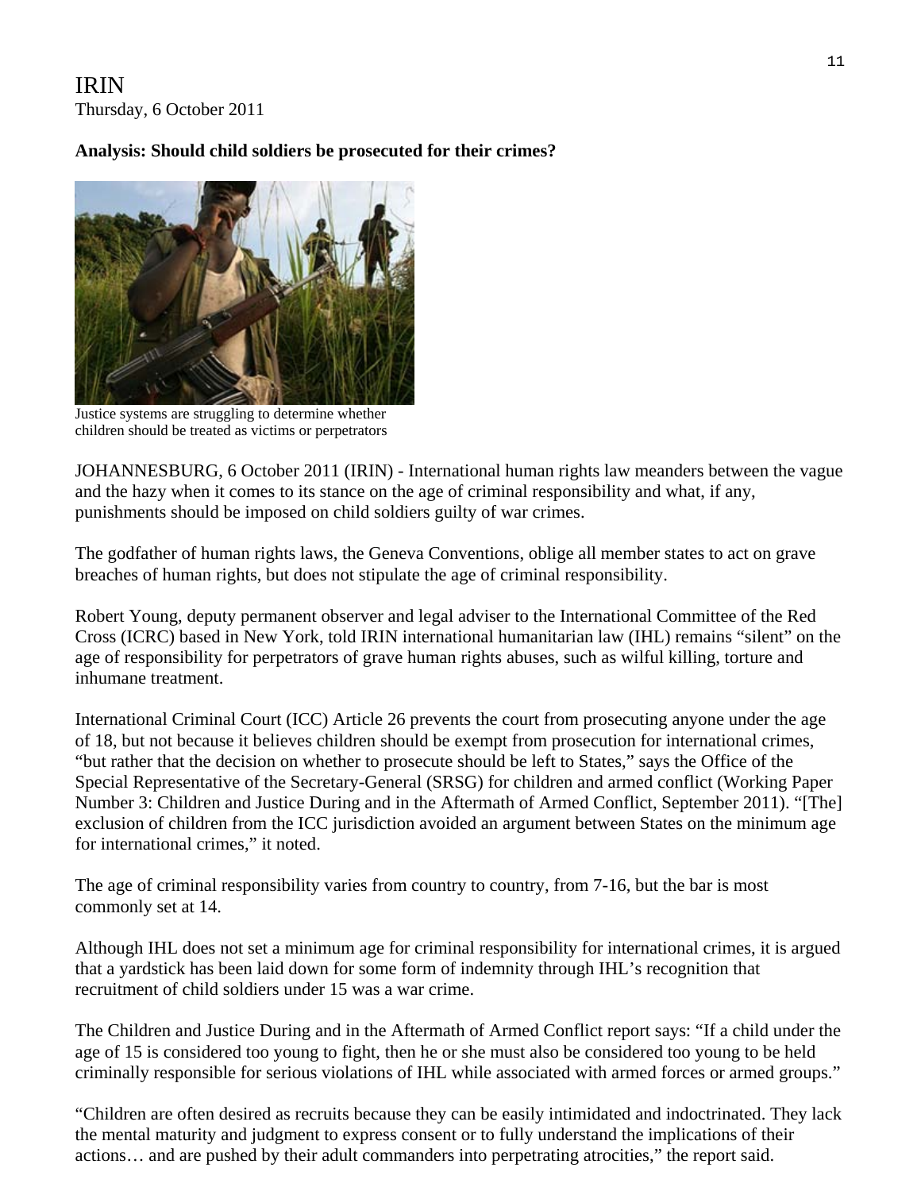IRIN
Thursday, 6 October 2011

**Analysis: Should child soldiers be prosecuted for their crimes?**

Justice systems are struggling to determine whether children should be treated as victims or perpetrators

JOHANNESBURG, 6 October 2011 (IRIN) - International human rights law meanders between the vague and the hazy when it comes to its stance on the age of criminal responsibility and what, if any, punishments should be imposed on child soldiers guilty of war crimes.

The godfather of human rights laws, the Geneva Conventions, oblige all member states to act on grave breaches of human rights, but does not stipulate the age of criminal responsibility.

Robert Young, deputy permanent observer and legal adviser to the International Committee of the Red Cross (ICRC) based in New York, told IRIN international humanitarian law (IHL) remains "silent" on the age of responsibility for perpetrators of grave human rights abuses, such as wilful killing, torture and inhumane treatment.

International Criminal Court (ICC) Article 26 prevents the court from prosecuting anyone under the age of 18, but not because it believes children should be exempt from prosecution for international crimes, "but rather that the decision on whether to prosecute should be left to States," says the Office of the Special Representative of the Secretary-General (SRSG) for children and armed conflict (Working Paper Number 3: Children and Justice During and in the Aftermath of Armed Conflict, September 2011). "[The] exclusion of children from the ICC jurisdiction avoided an argument between States on the minimum age for international crimes," it noted.

The age of criminal responsibility varies from country to country, from 7-16, but the bar is most commonly set at 14.

Although IHL does not set a minimum age for criminal responsibility for international crimes, it is argued that a yardstick has been laid down for some form of indemnity through IHL's recognition that recruitment of child soldiers under 15 was a war crime.

The Children and Justice During and in the Aftermath of Armed Conflict report says: "If a child under the age of 15 is considered too young to fight, then he or she must also be considered too young to be held criminally responsible for serious violations of IHL while associated with armed forces or armed groups."

"Children are often desired as recruits because they can be easily intimidated and indoctrinated. They lack the mental maturity and judgment to express consent or to fully understand the implications of their actions… and are pushed by their adult commanders into perpetrating atrocities," the report said.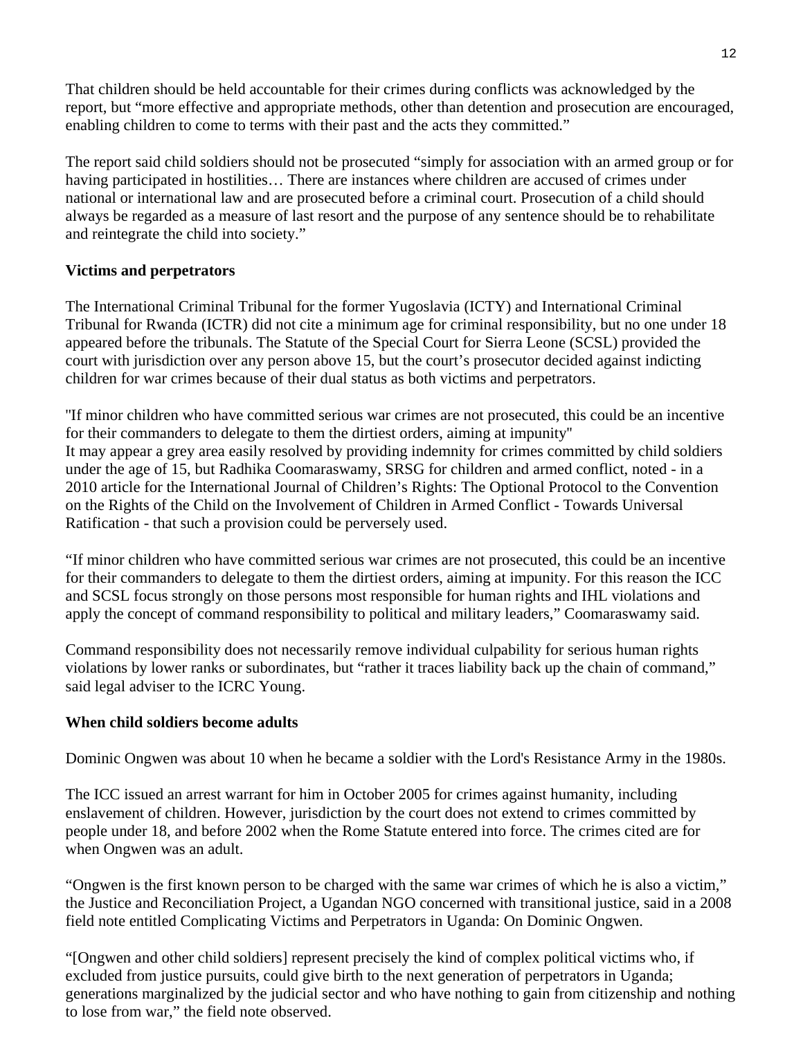That children should be held accountable for their crimes during conflicts was acknowledged by the report, but "more effective and appropriate methods, other than detention and prosecution are encouraged, enabling children to come to terms with their past and the acts they committed."

The report said child soldiers should not be prosecuted "simply for association with an armed group or for having participated in hostilities… There are instances where children are accused of crimes under national or international law and are prosecuted before a criminal court. Prosecution of a child should always be regarded as a measure of last resort and the purpose of any sentence should be to rehabilitate and reintegrate the child into society."

**Victims and perpetrators**

The International Criminal Tribunal for the former Yugoslavia (ICTY) and International Criminal Tribunal for Rwanda (ICTR) did not cite a minimum age for criminal responsibility, but no one under 18 appeared before the tribunals. The Statute of the Special Court for Sierra Leone (SCSL) provided the court with jurisdiction over any person above 15, but the court's prosecutor decided against indicting children for war crimes because of their dual status as both victims and perpetrators.

"If minor children who have committed serious war crimes are not prosecuted, this could be an incentive for their commanders to delegate to them the dirtiest orders, aiming at impunity"
It may appear a grey area easily resolved by providing indemnity for crimes committed by child soldiers under the age of 15, but Radhika Coomaraswamy, SRSG for children and armed conflict, noted - in a 2010 article for the International Journal of Children's Rights: The Optional Protocol to the Convention on the Rights of the Child on the Involvement of Children in Armed Conflict - Towards Universal Ratification - that such a provision could be perversely used.

"If minor children who have committed serious war crimes are not prosecuted, this could be an incentive for their commanders to delegate to them the dirtiest orders, aiming at impunity. For this reason the ICC and SCSL focus strongly on those persons most responsible for human rights and IHL violations and apply the concept of command responsibility to political and military leaders," Coomaraswamy said.

Command responsibility does not necessarily remove individual culpability for serious human rights violations by lower ranks or subordinates, but "rather it traces liability back up the chain of command," said legal adviser to the ICRC Young.

**When child soldiers become adults**

Dominic Ongwen was about 10 when he became a soldier with the Lord's Resistance Army in the 1980s.

The ICC issued an arrest warrant for him in October 2005 for crimes against humanity, including enslavement of children. However, jurisdiction by the court does not extend to crimes committed by people under 18, and before 2002 when the Rome Statute entered into force. The crimes cited are for when Ongwen was an adult.

"Ongwen is the first known person to be charged with the same war crimes of which he is also a victim," the Justice and Reconciliation Project, a Ugandan NGO concerned with transitional justice, said in a 2008 field note entitled Complicating Victims and Perpetrators in Uganda: On Dominic Ongwen.

"[Ongwen and other child soldiers] represent precisely the kind of complex political victims who, if excluded from justice pursuits, could give birth to the next generation of perpetrators in Uganda; generations marginalized by the judicial sector and who have nothing to gain from citizenship and nothing to lose from war," the field note observed.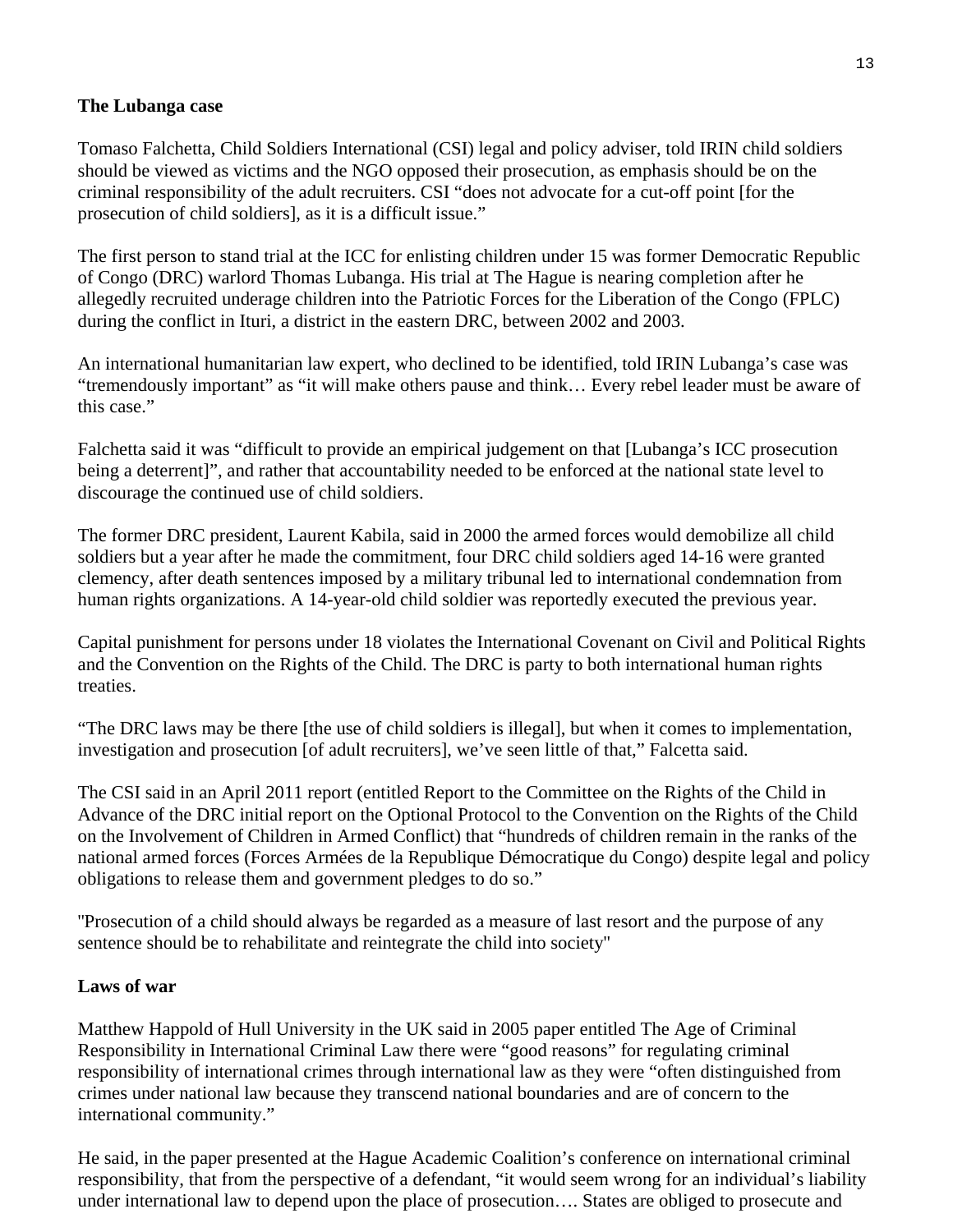**The Lubanga case**

Tomaso Falchetta, Child Soldiers International (CSI) legal and policy adviser, told IRIN child soldiers should be viewed as victims and the NGO opposed their prosecution, as emphasis should be on the criminal responsibility of the adult recruiters. CSI "does not advocate for a cut-off point [for the prosecution of child soldiers], as it is a difficult issue."

The first person to stand trial at the ICC for enlisting children under 15 was former Democratic Republic of Congo (DRC) warlord Thomas Lubanga. His trial at The Hague is nearing completion after he allegedly recruited underage children into the Patriotic Forces for the Liberation of the Congo (FPLC) during the conflict in Ituri, a district in the eastern DRC, between 2002 and 2003.

An international humanitarian law expert, who declined to be identified, told IRIN Lubanga's case was "tremendously important" as "it will make others pause and think… Every rebel leader must be aware of this case."

Falchetta said it was "difficult to provide an empirical judgement on that [Lubanga's ICC prosecution being a deterrent]", and rather that accountability needed to be enforced at the national state level to discourage the continued use of child soldiers.

The former DRC president, Laurent Kabila, said in 2000 the armed forces would demobilize all child soldiers but a year after he made the commitment, four DRC child soldiers aged 14-16 were granted clemency, after death sentences imposed by a military tribunal led to international condemnation from human rights organizations. A 14-year-old child soldier was reportedly executed the previous year.

Capital punishment for persons under 18 violates the International Covenant on Civil and Political Rights and the Convention on the Rights of the Child. The DRC is party to both international human rights treaties.

"The DRC laws may be there [the use of child soldiers is illegal], but when it comes to implementation, investigation and prosecution [of adult recruiters], we've seen little of that," Falcetta said.

The CSI said in an April 2011 report (entitled Report to the Committee on the Rights of the Child in Advance of the DRC initial report on the Optional Protocol to the Convention on the Rights of the Child on the Involvement of Children in Armed Conflict) that "hundreds of children remain in the ranks of the national armed forces (Forces Armées de la Republique Démocratique du Congo) despite legal and policy obligations to release them and government pledges to do so."

"Prosecution of a child should always be regarded as a measure of last resort and the purpose of any sentence should be to rehabilitate and reintegrate the child into society"

**Laws of war**

Matthew Happold of Hull University in the UK said in 2005 paper entitled The Age of Criminal Responsibility in International Criminal Law there were "good reasons" for regulating criminal responsibility of international crimes through international law as they were "often distinguished from crimes under national law because they transcend national boundaries and are of concern to the international community."

He said, in the paper presented at the Hague Academic Coalition's conference on international criminal responsibility, that from the perspective of a defendant, "it would seem wrong for an individual's liability under international law to depend upon the place of prosecution…. States are obliged to prosecute and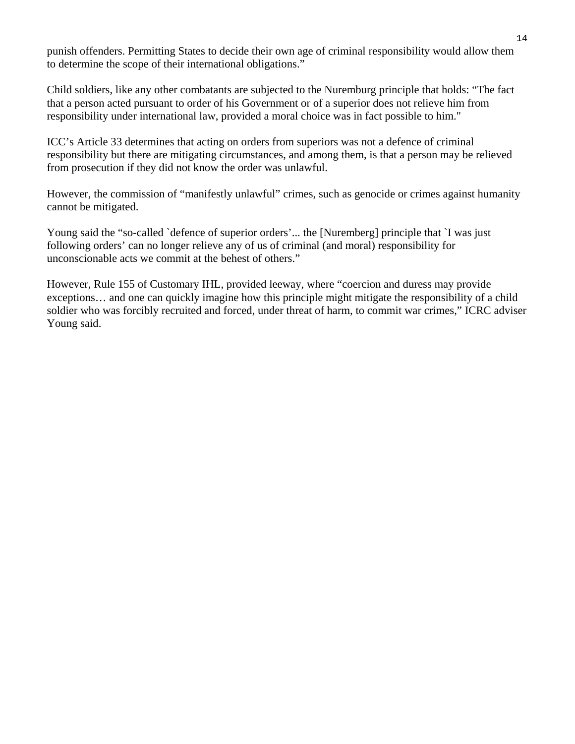punish offenders. Permitting States to decide their own age of criminal responsibility would allow them to determine the scope of their international obligations."

Child soldiers, like any other combatants are subjected to the Nuremburg principle that holds: "The fact that a person acted pursuant to order of his Government or of a superior does not relieve him from responsibility under international law, provided a moral choice was in fact possible to him."

ICC's Article 33 determines that acting on orders from superiors was not a defence of criminal responsibility but there are mitigating circumstances, and among them, is that a person may be relieved from prosecution if they did not know the order was unlawful.

However, the commission of "manifestly unlawful" crimes, such as genocide or crimes against humanity cannot be mitigated.

Young said the "so-called `defence of superior orders'... the [Nuremberg] principle that `I was just following orders' can no longer relieve any of us of criminal (and moral) responsibility for unconscionable acts we commit at the behest of others."

However, Rule 155 of Customary IHL, provided leeway, where "coercion and duress may provide exceptions… and one can quickly imagine how this principle might mitigate the responsibility of a child soldier who was forcibly recruited and forced, under threat of harm, to commit war crimes," ICRC adviser Young said.